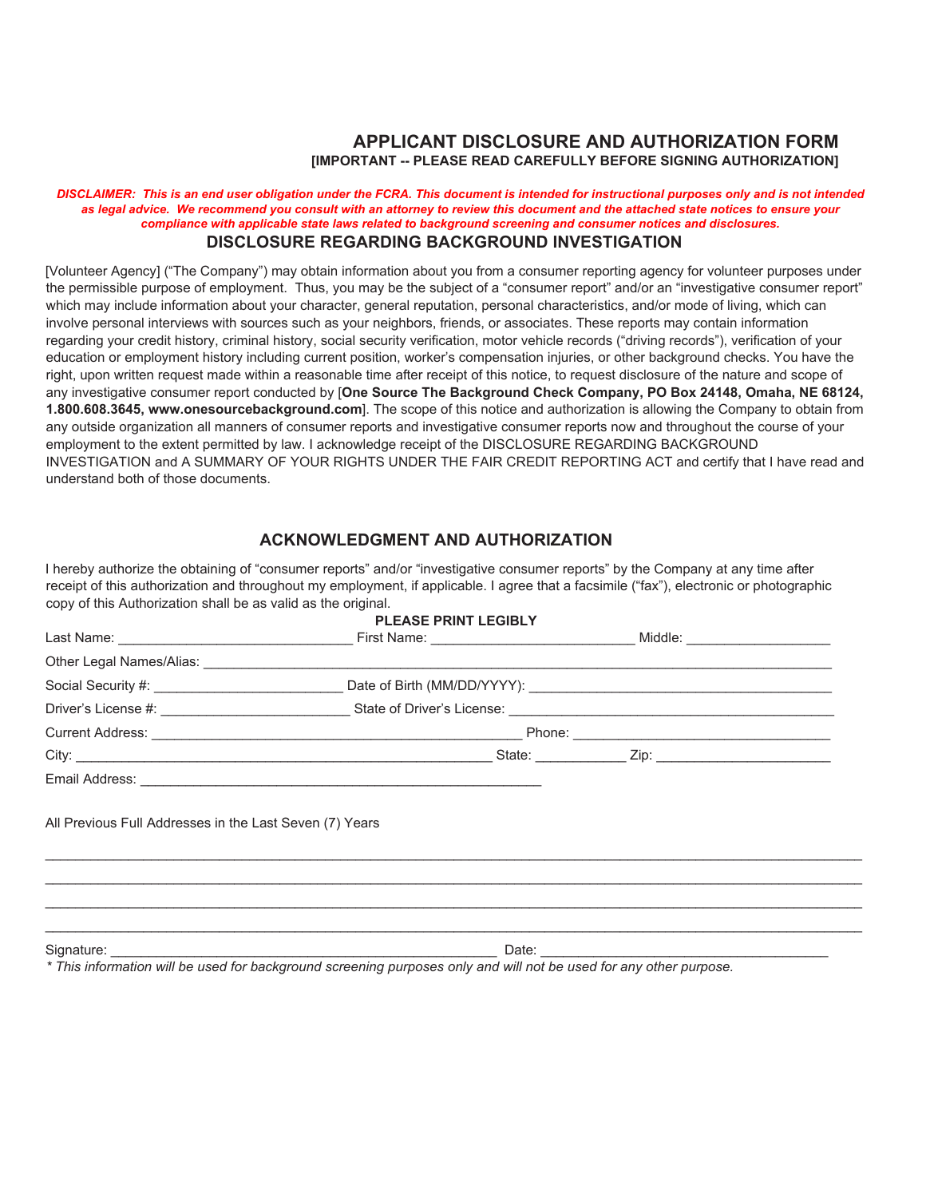# APPLICANT DISCLOSURE AND AUTHORIZATION FORM

**[IMPORTANT -- PLEASE READ CAREFULLY BEFORE SIGNING AUTHORIZATION]**

***DISCLAIMER: This is an end user obligation under the FCRA. This document is intended for instructional purposes only and is not intended as legal advice. We recommend you consult with an attorney to review this document and the attached state notices to ensure your compliance with applicable state laws related to background screening and consumer notices and disclosures.***

## DISCLOSURE REGARDING BACKGROUND INVESTIGATION

[Volunteer Agency] ("The Company") may obtain information about you from a consumer reporting agency for volunteer purposes under the permissible purpose of employment. Thus, you may be the subject of a "consumer report" and/or an "investigative consumer report" which may include information about your character, general reputation, personal characteristics, and/or mode of living, which can involve personal interviews with sources such as your neighbors, friends, or associates. These reports may contain information regarding your credit history, criminal history, social security verification, motor vehicle records ("driving records"), verification of your education or employment history including current position, worker's compensation injuries, or other background checks. You have the right, upon written request made within a reasonable time after receipt of this notice, to request disclosure of the nature and scope of any investigative consumer report conducted by [**One Source The Background Check Company, PO Box 24148, Omaha, NE 68124, 1.800.608.3645, www.onesourcebackground.com**]. The scope of this notice and authorization is allowing the Company to obtain from any outside organization all manners of consumer reports and investigative consumer reports now and throughout the course of your employment to the extent permitted by law. I acknowledge receipt of the DISCLOSURE REGARDING BACKGROUND INVESTIGATION and A SUMMARY OF YOUR RIGHTS UNDER THE FAIR CREDIT REPORTING ACT and certify that I have read and understand both of those documents.

## ACKNOWLEDGMENT AND AUTHORIZATION

I hereby authorize the obtaining of "consumer reports" and/or "investigative consumer reports" by the Company at any time after receipt of this authorization and throughout my employment, if applicable. I agree that a facsimile ("fax"), electronic or photographic copy of this Authorization shall be as valid as the original.

**PLEASE PRINT LEGIBLY**

Last Name: ______________________________ First Name: __________________________ Middle: ___________________

Other Legal Names/Alias: ________________________________________________________________________________

Social Security #: ________________________ Date of Birth (MM/DD/YYYY): _______________________________________

Driver's License #: ________________________ State of Driver's License: ___________________________________________

Current Address: __________________________________________________ Phone: __________________________________

City: _______________________________________________________ State: ___________ Zip: ______________________

Email Address: _____________________________________________________

All Previous Full Addresses in the Last Seven (7) Years

_____________________________________________________________________________________________________

_____________________________________________________________________________________________________

_____________________________________________________________________________________________________

_____________________________________________________________________________________________________

Signature: ___________________________________________________ Date: _____________________________________

*\* This information will be used for background screening purposes only and will not be used for any other purpose.*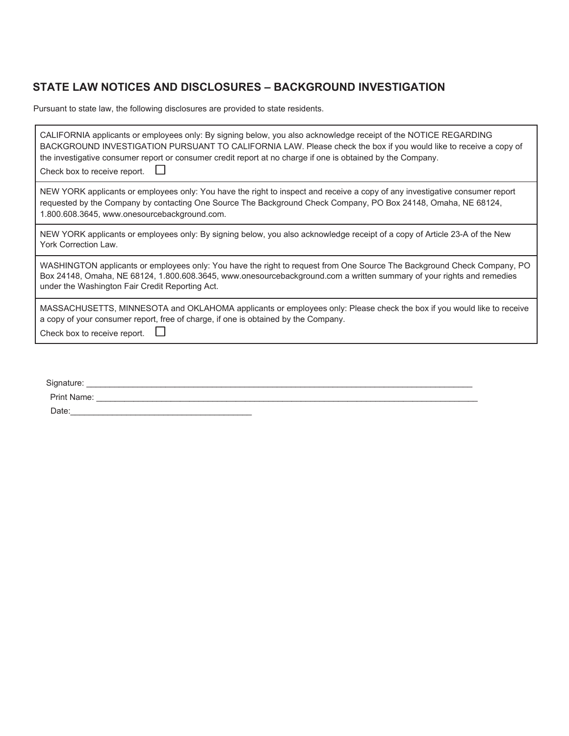## STATE LAW NOTICES AND DISCLOSURES – BACKGROUND INVESTIGATION

Pursuant to state law, the following disclosures are provided to state residents.

CALIFORNIA applicants or employees only: By signing below, you also acknowledge receipt of the NOTICE REGARDING BACKGROUND INVESTIGATION PURSUANT TO CALIFORNIA LAW. Please check the box if you would like to receive a copy of the investigative consumer report or consumer credit report at no charge if one is obtained by the Company.

Check box to receive report. ☐

NEW YORK applicants or employees only: You have the right to inspect and receive a copy of any investigative consumer report requested by the Company by contacting One Source The Background Check Company, PO Box 24148, Omaha, NE 68124, 1.800.608.3645, www.onesourcebackground.com.

NEW YORK applicants or employees only: By signing below, you also acknowledge receipt of a copy of Article 23-A of the New York Correction Law.

WASHINGTON applicants or employees only: You have the right to request from One Source The Background Check Company, PO Box 24148, Omaha, NE 68124, 1.800.608.3645, www.onesourcebackground.com a written summary of your rights and remedies under the Washington Fair Credit Reporting Act.

MASSACHUSETTS, MINNESOTA and OKLAHOMA applicants or employees only: Please check the box if you would like to receive a copy of your consumer report, free of charge, if one is obtained by the Company.

Check box to receive report. ☐

Signature: ______________________________________________

Print Name: ______________________________________________

Date: ______________________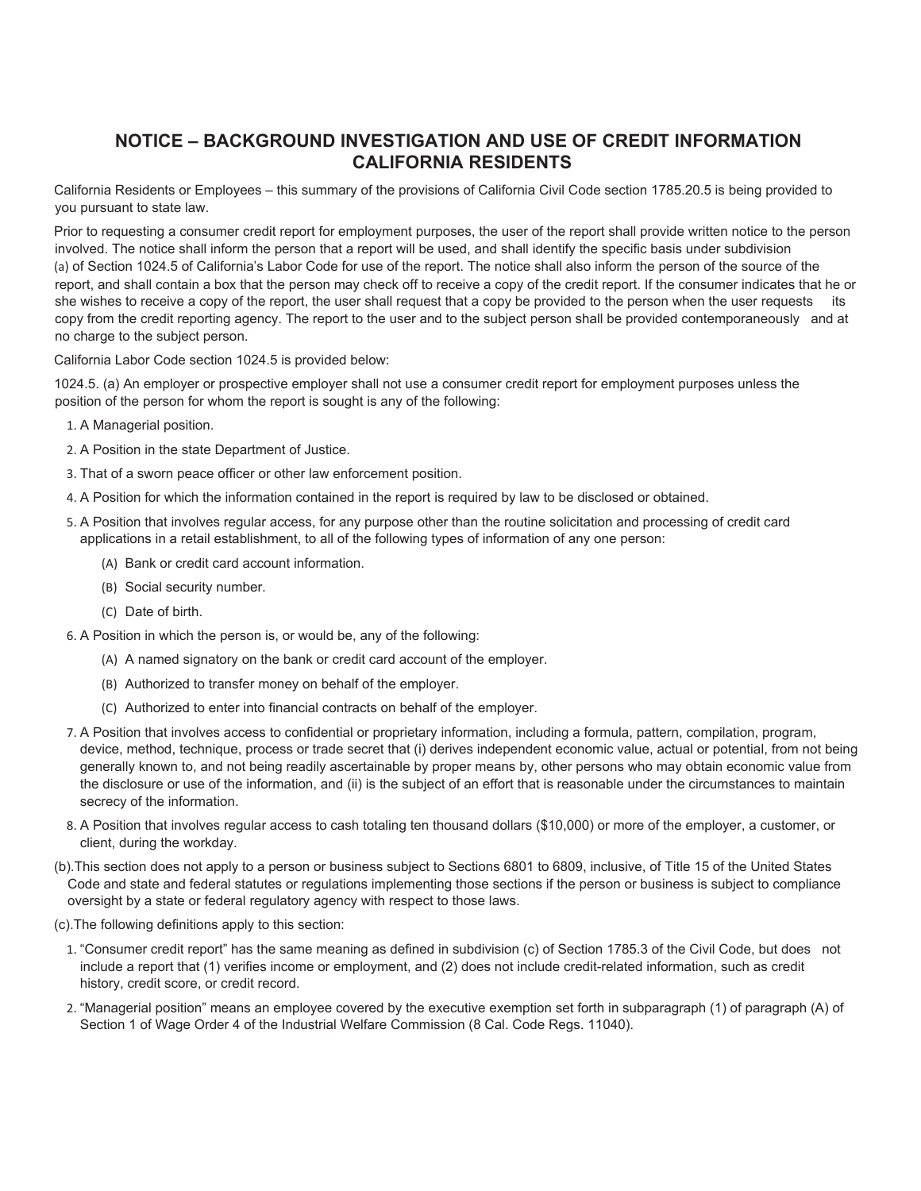# NOTICE – BACKGROUND INVESTIGATION AND USE OF CREDIT INFORMATION CALIFORNIA RESIDENTS

California Residents or Employees – this summary of the provisions of California Civil Code section 1785.20.5 is being provided to you pursuant to state law.

Prior to requesting a consumer credit report for employment purposes, the user of the report shall provide written notice to the person involved. The notice shall inform the person that a report will be used, and shall identify the specific basis under subdivision (a) of Section 1024.5 of California's Labor Code for use of the report. The notice shall also inform the person of the source of the report, and shall contain a box that the person may check off to receive a copy of the credit report. If the consumer indicates that he or she wishes to receive a copy of the report, the user shall request that a copy be provided to the person when the user requests its copy from the credit reporting agency. The report to the user and to the subject person shall be provided contemporaneously and at no charge to the subject person.

California Labor Code section 1024.5 is provided below:

1024.5. (a) An employer or prospective employer shall not use a consumer credit report for employment purposes unless the position of the person for whom the report is sought is any of the following:

1. A Managerial position.
2. A Position in the state Department of Justice.
3. That of a sworn peace officer or other law enforcement position.
4. A Position for which the information contained in the report is required by law to be disclosed or obtained.
5. A Position that involves regular access, for any purpose other than the routine solicitation and processing of credit card applications in a retail establishment, to all of the following types of information of any one person:
   - (A) Bank or credit card account information.
   - (B) Social security number.
   - (C) Date of birth.
6. A Position in which the person is, or would be, any of the following:
   - (A) A named signatory on the bank or credit card account of the employer.
   - (B) Authorized to transfer money on behalf of the employer.
   - (C) Authorized to enter into financial contracts on behalf of the employer.
7. A Position that involves access to confidential or proprietary information, including a formula, pattern, compilation, program, device, method, technique, process or trade secret that (i) derives independent economic value, actual or potential, from not being generally known to, and not being readily ascertainable by proper means by, other persons who may obtain economic value from the disclosure or use of the information, and (ii) is the subject of an effort that is reasonable under the circumstances to maintain secrecy of the information.
8. A Position that involves regular access to cash totaling ten thousand dollars ($10,000) or more of the employer, a customer, or client, during the workday.

(b).This section does not apply to a person or business subject to Sections 6801 to 6809, inclusive, of Title 15 of the United States Code and state and federal statutes or regulations implementing those sections if the person or business is subject to compliance oversight by a state or federal regulatory agency with respect to those laws.

(c).The following definitions apply to this section:

1. "Consumer credit report" has the same meaning as defined in subdivision (c) of Section 1785.3 of the Civil Code, but does not include a report that (1) verifies income or employment, and (2) does not include credit-related information, such as credit history, credit score, or credit record.
2. "Managerial position" means an employee covered by the executive exemption set forth in subparagraph (1) of paragraph (A) of Section 1 of Wage Order 4 of the Industrial Welfare Commission (8 Cal. Code Regs. 11040).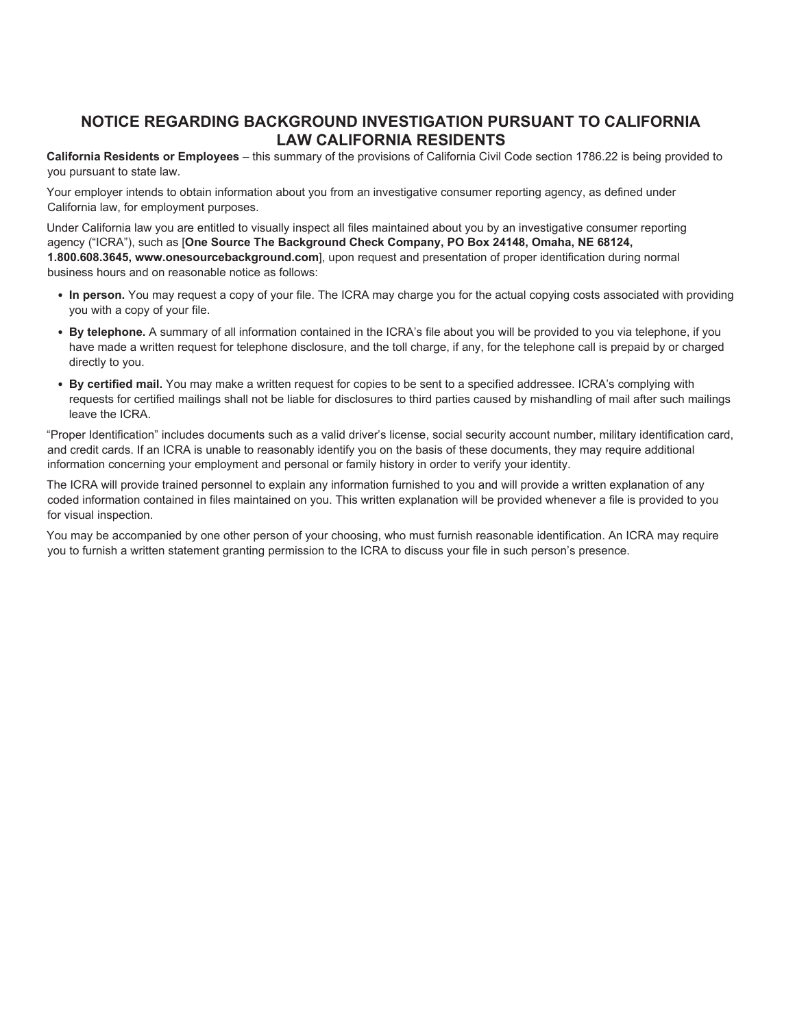# NOTICE REGARDING BACKGROUND INVESTIGATION PURSUANT TO CALIFORNIA LAW CALIFORNIA RESIDENTS

**California Residents or Employees** – this summary of the provisions of California Civil Code section 1786.22 is being provided to you pursuant to state law.

Your employer intends to obtain information about you from an investigative consumer reporting agency, as defined under California law, for employment purposes.

Under California law you are entitled to visually inspect all files maintained about you by an investigative consumer reporting agency ("ICRA"), such as [**One Source The Background Check Company, PO Box 24148, Omaha, NE 68124, 1.800.608.3645, www.onesourcebackground.com**], upon request and presentation of proper identification during normal business hours and on reasonable notice as follows:

- **In person.** You may request a copy of your file. The ICRA may charge you for the actual copying costs associated with providing you with a copy of your file.
- **By telephone.** A summary of all information contained in the ICRA's file about you will be provided to you via telephone, if you have made a written request for telephone disclosure, and the toll charge, if any, for the telephone call is prepaid by or charged directly to you.
- **By certified mail.** You may make a written request for copies to be sent to a specified addressee. ICRA's complying with requests for certified mailings shall not be liable for disclosures to third parties caused by mishandling of mail after such mailings leave the ICRA.

"Proper Identification" includes documents such as a valid driver's license, social security account number, military identification card, and credit cards. If an ICRA is unable to reasonably identify you on the basis of these documents, they may require additional information concerning your employment and personal or family history in order to verify your identity.

The ICRA will provide trained personnel to explain any information furnished to you and will provide a written explanation of any coded information contained in files maintained on you. This written explanation will be provided whenever a file is provided to you for visual inspection.

You may be accompanied by one other person of your choosing, who must furnish reasonable identification. An ICRA may require you to furnish a written statement granting permission to the ICRA to discuss your file in such person's presence.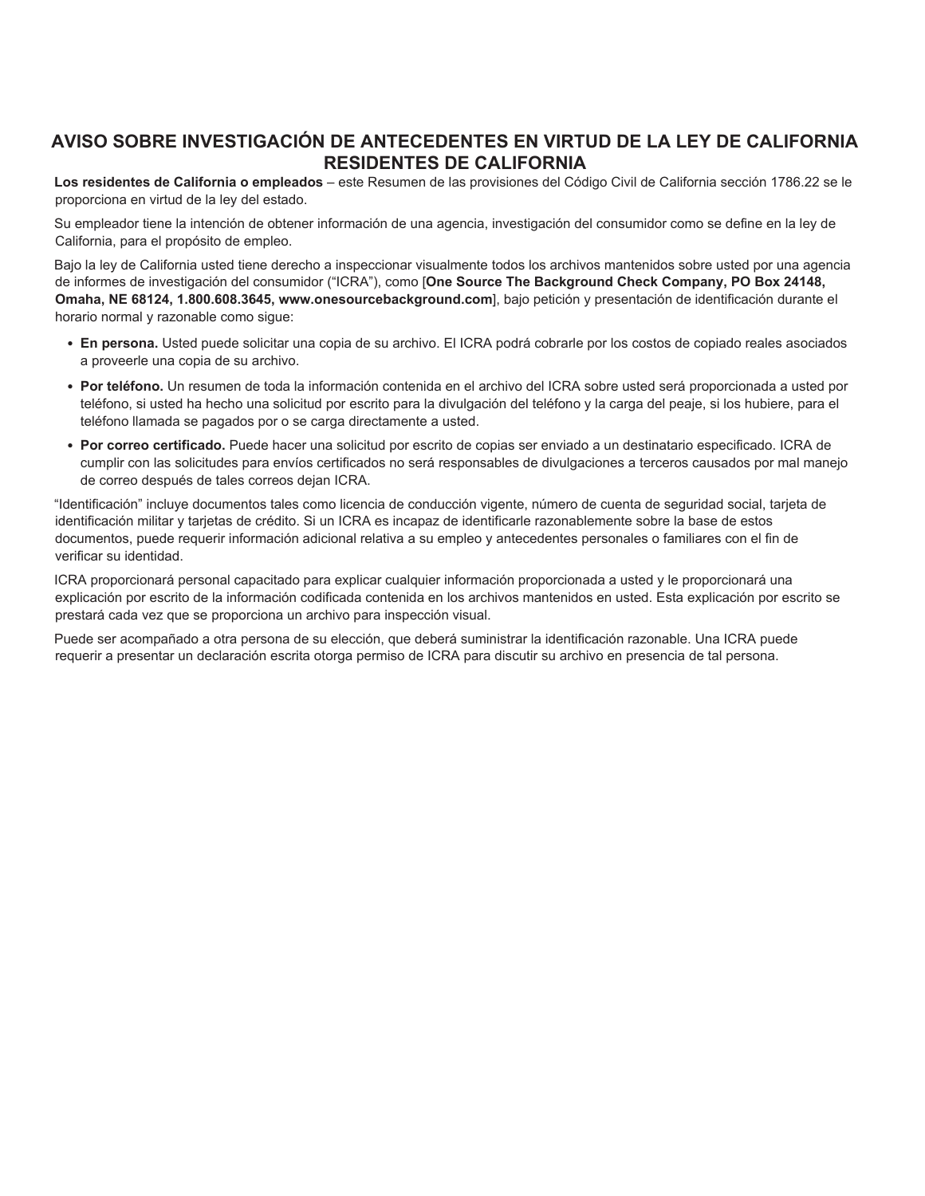# AVISO SOBRE INVESTIGACIÓN DE ANTECEDENTES EN VIRTUD DE LA LEY DE CALIFORNIA RESIDENTES DE CALIFORNIA

**Los residentes de California o empleados** – este Resumen de las provisiones del Código Civil de California sección 1786.22 se le proporciona en virtud de la ley del estado.

Su empleador tiene la intención de obtener información de una agencia, investigación del consumidor como se define en la ley de California, para el propósito de empleo.

Bajo la ley de California usted tiene derecho a inspeccionar visualmente todos los archivos mantenidos sobre usted por una agencia de informes de investigación del consumidor ("ICRA"), como [**One Source The Background Check Company, PO Box 24148, Omaha, NE 68124, 1.800.608.3645, www.onesourcebackground.com**], bajo petición y presentación de identificación durante el horario normal y razonable como sigue:

- **En persona.** Usted puede solicitar una copia de su archivo. El ICRA podrá cobrarle por los costos de copiado reales asociados a proveerle una copia de su archivo.
- **Por teléfono.** Un resumen de toda la información contenida en el archivo del ICRA sobre usted será proporcionada a usted por teléfono, si usted ha hecho una solicitud por escrito para la divulgación del teléfono y la carga del peaje, si los hubiere, para el teléfono llamada se pagados por o se carga directamente a usted.
- **Por correo certificado.** Puede hacer una solicitud por escrito de copias ser enviado a un destinatario especificado. ICRA de cumplir con las solicitudes para envíos certificados no será responsables de divulgaciones a terceros causados por mal manejo de correo después de tales correos dejan ICRA.

"Identificación" incluye documentos tales como licencia de conducción vigente, número de cuenta de seguridad social, tarjeta de identificación militar y tarjetas de crédito. Si un ICRA es incapaz de identificarle razonablemente sobre la base de estos documentos, puede requerir información adicional relativa a su empleo y antecedentes personales o familiares con el fin de verificar su identidad.

ICRA proporcionará personal capacitado para explicar cualquier información proporcionada a usted y le proporcionará una explicación por escrito de la información codificada contenida en los archivos mantenidos en usted. Esta explicación por escrito se prestará cada vez que se proporciona un archivo para inspección visual.

Puede ser acompañado a otra persona de su elección, que deberá suministrar la identificación razonable. Una ICRA puede requerir a presentar un declaración escrita otorga permiso de ICRA para discutir su archivo en presencia de tal persona.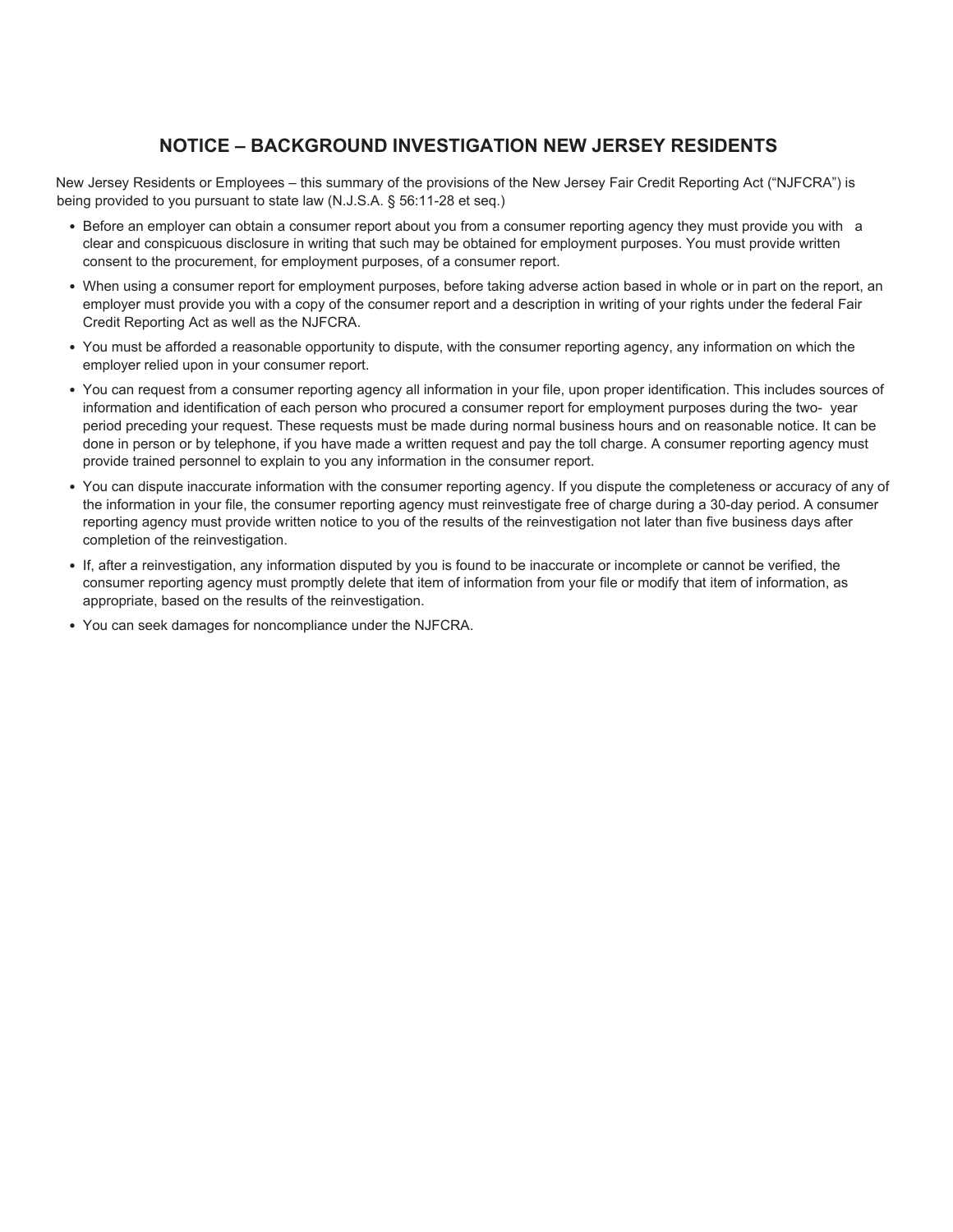## NOTICE – BACKGROUND INVESTIGATION NEW JERSEY RESIDENTS

New Jersey Residents or Employees – this summary of the provisions of the New Jersey Fair Credit Reporting Act ("NJFCRA") is being provided to you pursuant to state law (N.J.S.A. § 56:11-28 et seq.)

- Before an employer can obtain a consumer report about you from a consumer reporting agency they must provide you with a clear and conspicuous disclosure in writing that such may be obtained for employment purposes. You must provide written consent to the procurement, for employment purposes, of a consumer report.
- When using a consumer report for employment purposes, before taking adverse action based in whole or in part on the report, an employer must provide you with a copy of the consumer report and a description in writing of your rights under the federal Fair Credit Reporting Act as well as the NJFCRA.
- You must be afforded a reasonable opportunity to dispute, with the consumer reporting agency, any information on which the employer relied upon in your consumer report.
- You can request from a consumer reporting agency all information in your file, upon proper identification. This includes sources of information and identification of each person who procured a consumer report for employment purposes during the two- year period preceding your request. These requests must be made during normal business hours and on reasonable notice. It can be done in person or by telephone, if you have made a written request and pay the toll charge. A consumer reporting agency must provide trained personnel to explain to you any information in the consumer report.
- You can dispute inaccurate information with the consumer reporting agency. If you dispute the completeness or accuracy of any of the information in your file, the consumer reporting agency must reinvestigate free of charge during a 30-day period. A consumer reporting agency must provide written notice to you of the results of the reinvestigation not later than five business days after completion of the reinvestigation.
- If, after a reinvestigation, any information disputed by you is found to be inaccurate or incomplete or cannot be verified, the consumer reporting agency must promptly delete that item of information from your file or modify that item of information, as appropriate, based on the results of the reinvestigation.
- You can seek damages for noncompliance under the NJFCRA.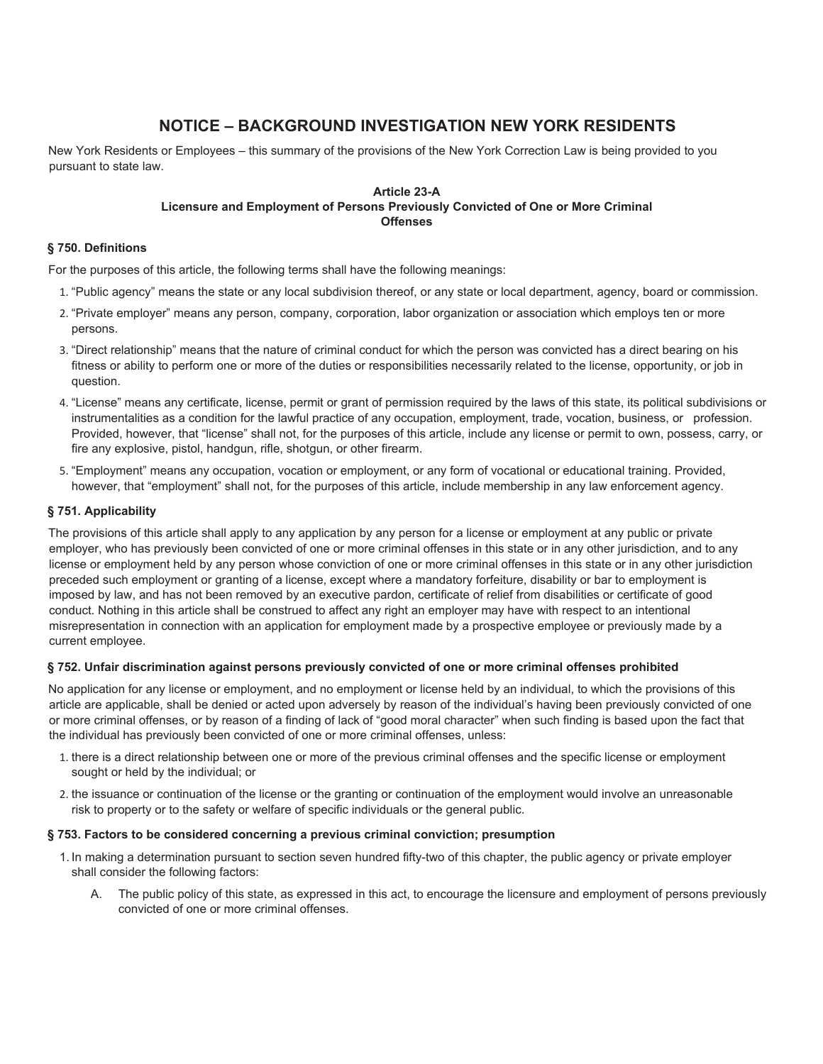# NOTICE – BACKGROUND INVESTIGATION NEW YORK RESIDENTS

New York Residents or Employees – this summary of the provisions of the New York Correction Law is being provided to you pursuant to state law.

**Article 23-A**
**Licensure and Employment of Persons Previously Convicted of One or More Criminal Offenses**

### § 750. Definitions

For the purposes of this article, the following terms shall have the following meanings:

1. “Public agency” means the state or any local subdivision thereof, or any state or local department, agency, board or commission.
2. “Private employer” means any person, company, corporation, labor organization or association which employs ten or more persons.
3. “Direct relationship” means that the nature of criminal conduct for which the person was convicted has a direct bearing on his fitness or ability to perform one or more of the duties or responsibilities necessarily related to the license, opportunity, or job in question.
4. “License” means any certificate, license, permit or grant of permission required by the laws of this state, its political subdivisions or instrumentalities as a condition for the lawful practice of any occupation, employment, trade, vocation, business, or profession. Provided, however, that “license” shall not, for the purposes of this article, include any license or permit to own, possess, carry, or fire any explosive, pistol, handgun, rifle, shotgun, or other firearm.
5. “Employment” means any occupation, vocation or employment, or any form of vocational or educational training. Provided, however, that “employment” shall not, for the purposes of this article, include membership in any law enforcement agency.

### § 751. Applicability

The provisions of this article shall apply to any application by any person for a license or employment at any public or private employer, who has previously been convicted of one or more criminal offenses in this state or in any other jurisdiction, and to any license or employment held by any person whose conviction of one or more criminal offenses in this state or in any other jurisdiction preceded such employment or granting of a license, except where a mandatory forfeiture, disability or bar to employment is imposed by law, and has not been removed by an executive pardon, certificate of relief from disabilities or certificate of good conduct. Nothing in this article shall be construed to affect any right an employer may have with respect to an intentional misrepresentation in connection with an application for employment made by a prospective employee or previously made by a current employee.

### § 752. Unfair discrimination against persons previously convicted of one or more criminal offenses prohibited

No application for any license or employment, and no employment or license held by an individual, to which the provisions of this article are applicable, shall be denied or acted upon adversely by reason of the individual’s having been previously convicted of one or more criminal offenses, or by reason of a finding of lack of “good moral character” when such finding is based upon the fact that the individual has previously been convicted of one or more criminal offenses, unless:

1. there is a direct relationship between one or more of the previous criminal offenses and the specific license or employment sought or held by the individual; or
2. the issuance or continuation of the license or the granting or continuation of the employment would involve an unreasonable risk to property or to the safety or welfare of specific individuals or the general public.

### § 753. Factors to be considered concerning a previous criminal conviction; presumption

1. In making a determination pursuant to section seven hundred fifty-two of this chapter, the public agency or private employer shall consider the following factors:

    A. The public policy of this state, as expressed in this act, to encourage the licensure and employment of persons previously convicted of one or more criminal offenses.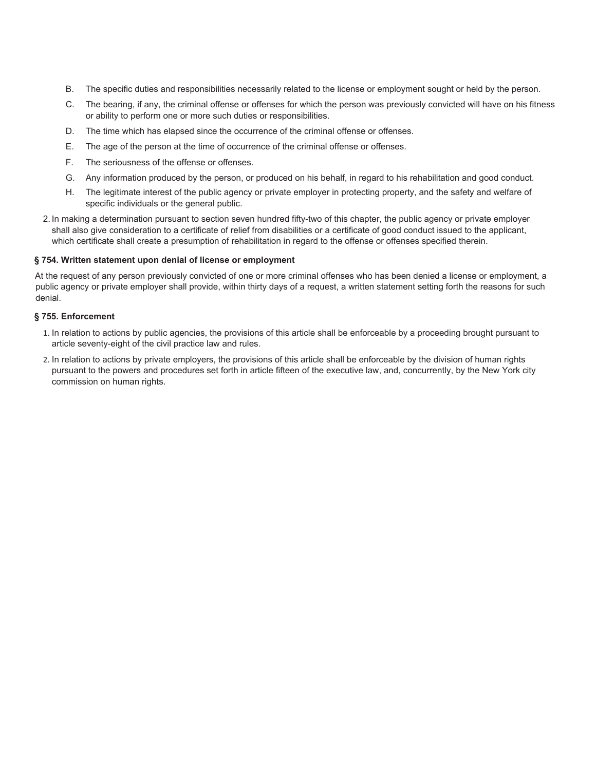B. The specific duties and responsibilities necessarily related to the license or employment sought or held by the person.

C. The bearing, if any, the criminal offense or offenses for which the person was previously convicted will have on his fitness or ability to perform one or more such duties or responsibilities.

D. The time which has elapsed since the occurrence of the criminal offense or offenses.

E. The age of the person at the time of occurrence of the criminal offense or offenses.

F. The seriousness of the offense or offenses.

G. Any information produced by the person, or produced on his behalf, in regard to his rehabilitation and good conduct.

H. The legitimate interest of the public agency or private employer in protecting property, and the safety and welfare of specific individuals or the general public.

2. In making a determination pursuant to section seven hundred fifty-two of this chapter, the public agency or private employer shall also give consideration to a certificate of relief from disabilities or a certificate of good conduct issued to the applicant, which certificate shall create a presumption of rehabilitation in regard to the offense or offenses specified therein.

**§ 754. Written statement upon denial of license or employment**

At the request of any person previously convicted of one or more criminal offenses who has been denied a license or employment, a public agency or private employer shall provide, within thirty days of a request, a written statement setting forth the reasons for such denial.

**§ 755. Enforcement**

1. In relation to actions by public agencies, the provisions of this article shall be enforceable by a proceeding brought pursuant to article seventy-eight of the civil practice law and rules.
2. In relation to actions by private employers, the provisions of this article shall be enforceable by the division of human rights pursuant to the powers and procedures set forth in article fifteen of the executive law, and, concurrently, by the New York city commission on human rights.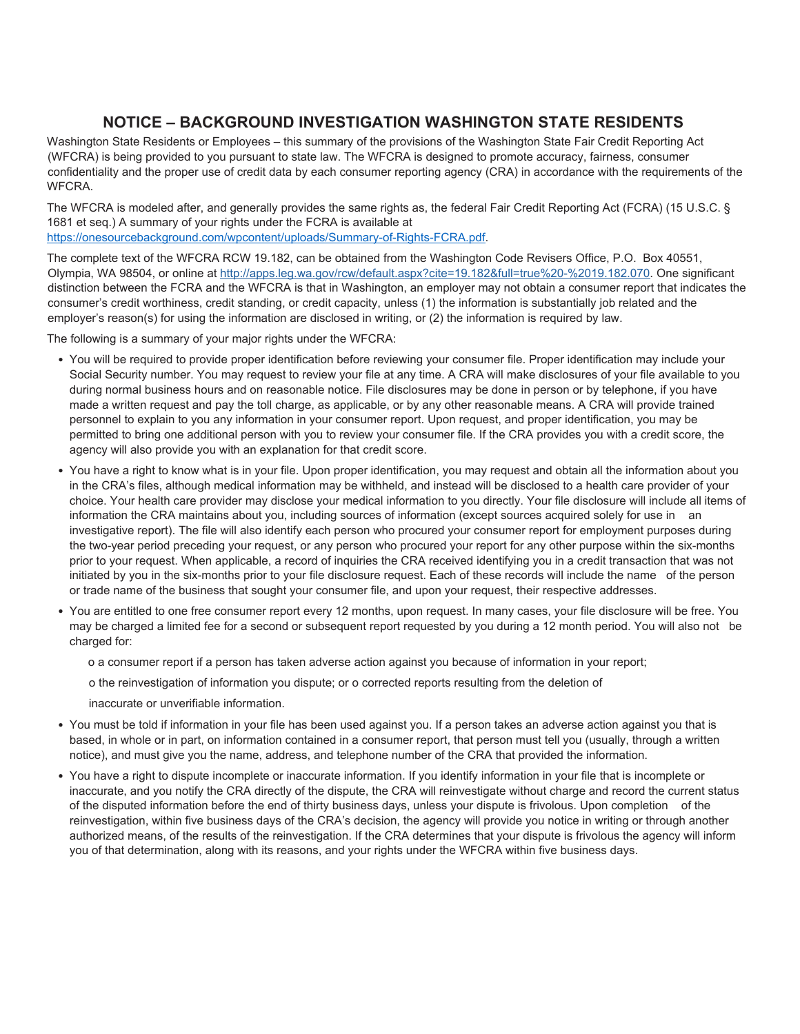## NOTICE – BACKGROUND INVESTIGATION WASHINGTON STATE RESIDENTS

Washington State Residents or Employees – this summary of the provisions of the Washington State Fair Credit Reporting Act (WFCRA) is being provided to you pursuant to state law. The WFCRA is designed to promote accuracy, fairness, consumer confidentiality and the proper use of credit data by each consumer reporting agency (CRA) in accordance with the requirements of the WFCRA.

The WFCRA is modeled after, and generally provides the same rights as, the federal Fair Credit Reporting Act (FCRA) (15 U.S.C. § 1681 et seq.) A summary of your rights under the FCRA is available at https://onesourcebackground.com/wpcontent/uploads/Summary-of-Rights-FCRA.pdf.

The complete text of the WFCRA RCW 19.182, can be obtained from the Washington Code Revisers Office, P.O. Box 40551, Olympia, WA 98504, or online at http://apps.leg.wa.gov/rcw/default.aspx?cite=19.182&full=true%20-%2019.182.070. One significant distinction between the FCRA and the WFCRA is that in Washington, an employer may not obtain a consumer report that indicates the consumer's credit worthiness, credit standing, or credit capacity, unless (1) the information is substantially job related and the employer's reason(s) for using the information are disclosed in writing, or (2) the information is required by law.

The following is a summary of your major rights under the WFCRA:

- You will be required to provide proper identification before reviewing your consumer file. Proper identification may include your Social Security number. You may request to review your file at any time. A CRA will make disclosures of your file available to you during normal business hours and on reasonable notice. File disclosures may be done in person or by telephone, if you have made a written request and pay the toll charge, as applicable, or by any other reasonable means. A CRA will provide trained personnel to explain to you any information in your consumer report. Upon request, and proper identification, you may be permitted to bring one additional person with you to review your consumer file. If the CRA provides you with a credit score, the agency will also provide you with an explanation for that credit score.
- You have a right to know what is in your file. Upon proper identification, you may request and obtain all the information about you in the CRA's files, although medical information may be withheld, and instead will be disclosed to a health care provider of your choice. Your health care provider may disclose your medical information to you directly. Your file disclosure will include all items of information the CRA maintains about you, including sources of information (except sources acquired solely for use in an investigative report). The file will also identify each person who procured your consumer report for employment purposes during the two-year period preceding your request, or any person who procured your report for any other purpose within the six-months prior to your request. When applicable, a record of inquiries the CRA received identifying you in a credit transaction that was not initiated by you in the six-months prior to your file disclosure request. Each of these records will include the name of the person or trade name of the business that sought your consumer file, and upon your request, their respective addresses.
- You are entitled to one free consumer report every 12 months, upon request. In many cases, your file disclosure will be free. You may be charged a limited fee for a second or subsequent report requested by you during a 12 month period. You will also not be charged for:
  - a consumer report if a person has taken adverse action against you because of information in your report;
  - the reinvestigation of information you dispute; or
  - corrected reports resulting from the deletion of inaccurate or unverifiable information.
- You must be told if information in your file has been used against you. If a person takes an adverse action against you that is based, in whole or in part, on information contained in a consumer report, that person must tell you (usually, through a written notice), and must give you the name, address, and telephone number of the CRA that provided the information.
- You have a right to dispute incomplete or inaccurate information. If you identify information in your file that is incomplete or inaccurate, and you notify the CRA directly of the dispute, the CRA will reinvestigate without charge and record the current status of the disputed information before the end of thirty business days, unless your dispute is frivolous. Upon completion of the reinvestigation, within five business days of the CRA's decision, the agency will provide you notice in writing or through another authorized means, of the results of the reinvestigation. If the CRA determines that your dispute is frivolous the agency will inform you of that determination, along with its reasons, and your rights under the WFCRA within five business days.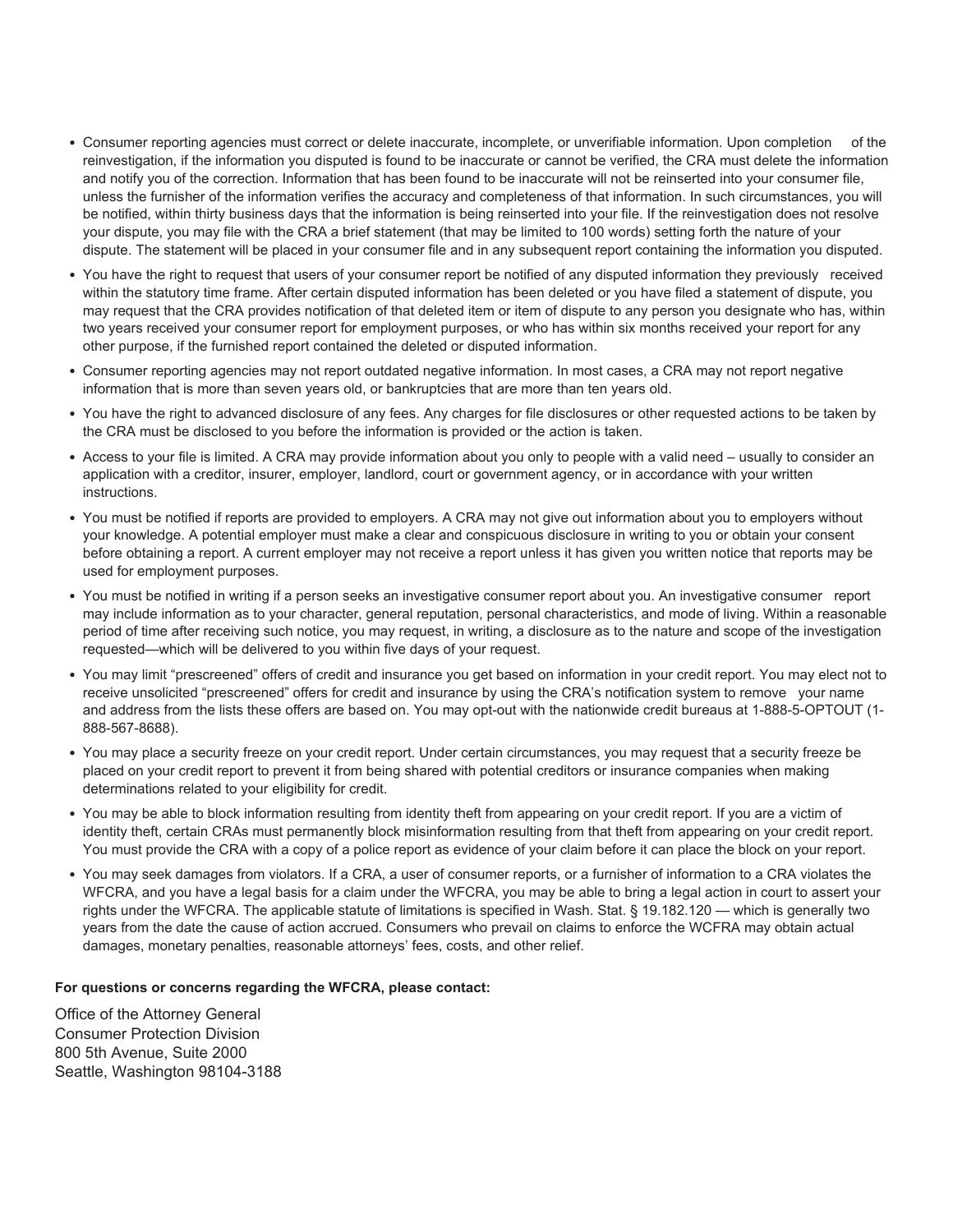- Consumer reporting agencies must correct or delete inaccurate, incomplete, or unverifiable information. Upon completion of the reinvestigation, if the information you disputed is found to be inaccurate or cannot be verified, the CRA must delete the information and notify you of the correction. Information that has been found to be inaccurate will not be reinserted into your consumer file, unless the furnisher of the information verifies the accuracy and completeness of that information. In such circumstances, you will be notified, within thirty business days that the information is being reinserted into your file. If the reinvestigation does not resolve your dispute, you may file with the CRA a brief statement (that may be limited to 100 words) setting forth the nature of your dispute. The statement will be placed in your consumer file and in any subsequent report containing the information you disputed.
- You have the right to request that users of your consumer report be notified of any disputed information they previously received within the statutory time frame. After certain disputed information has been deleted or you have filed a statement of dispute, you may request that the CRA provides notification of that deleted item or item of dispute to any person you designate who has, within two years received your consumer report for employment purposes, or who has within six months received your report for any other purpose, if the furnished report contained the deleted or disputed information.
- Consumer reporting agencies may not report outdated negative information. In most cases, a CRA may not report negative information that is more than seven years old, or bankruptcies that are more than ten years old.
- You have the right to advanced disclosure of any fees. Any charges for file disclosures or other requested actions to be taken by the CRA must be disclosed to you before the information is provided or the action is taken.
- Access to your file is limited. A CRA may provide information about you only to people with a valid need – usually to consider an application with a creditor, insurer, employer, landlord, court or government agency, or in accordance with your written instructions.
- You must be notified if reports are provided to employers. A CRA may not give out information about you to employers without your knowledge. A potential employer must make a clear and conspicuous disclosure in writing to you or obtain your consent before obtaining a report. A current employer may not receive a report unless it has given you written notice that reports may be used for employment purposes.
- You must be notified in writing if a person seeks an investigative consumer report about you. An investigative consumer report may include information as to your character, general reputation, personal characteristics, and mode of living. Within a reasonable period of time after receiving such notice, you may request, in writing, a disclosure as to the nature and scope of the investigation requested—which will be delivered to you within five days of your request.
- You may limit "prescreened" offers of credit and insurance you get based on information in your credit report. You may elect not to receive unsolicited "prescreened" offers for credit and insurance by using the CRA's notification system to remove your name and address from the lists these offers are based on. You may opt-out with the nationwide credit bureaus at 1-888-5-OPTOUT (1-888-567-8688).
- You may place a security freeze on your credit report. Under certain circumstances, you may request that a security freeze be placed on your credit report to prevent it from being shared with potential creditors or insurance companies when making determinations related to your eligibility for credit.
- You may be able to block information resulting from identity theft from appearing on your credit report. If you are a victim of identity theft, certain CRAs must permanently block misinformation resulting from that theft from appearing on your credit report. You must provide the CRA with a copy of a police report as evidence of your claim before it can place the block on your report.
- You may seek damages from violators. If a CRA, a user of consumer reports, or a furnisher of information to a CRA violates the WFCRA, and you have a legal basis for a claim under the WFCRA, you may be able to bring a legal action in court to assert your rights under the WFCRA. The applicable statute of limitations is specified in Wash. Stat. § 19.182.120 — which is generally two years from the date the cause of action accrued. Consumers who prevail on claims to enforce the WCFRA may obtain actual damages, monetary penalties, reasonable attorneys' fees, costs, and other relief.

**For questions or concerns regarding the WFCRA, please contact:**

Office of the Attorney General
Consumer Protection Division
800 5th Avenue, Suite 2000
Seattle, Washington 98104-3188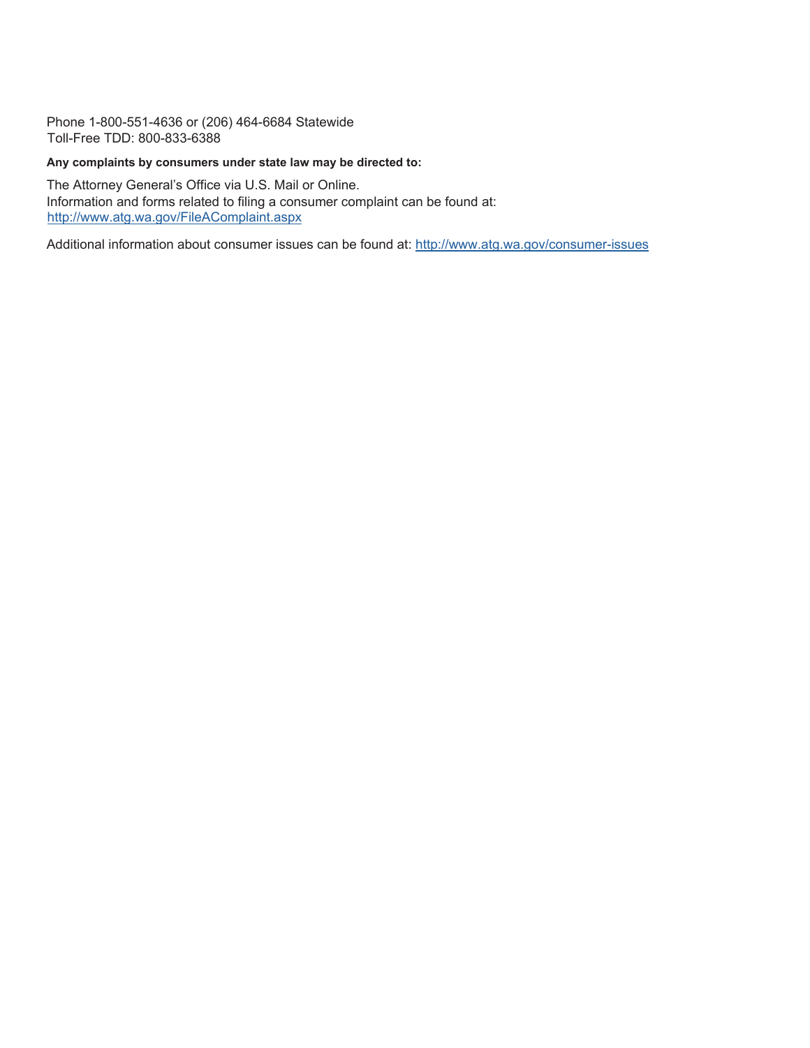Phone 1-800-551-4636 or (206) 464-6684 Statewide
Toll-Free TDD: 800-833-6388

**Any complaints by consumers under state law may be directed to:**

The Attorney General's Office via U.S. Mail or Online.
Information and forms related to filing a consumer complaint can be found at:
http://www.atg.wa.gov/FileAComplaint.aspx

Additional information about consumer issues can be found at: http://www.atg.wa.gov/consumer-issues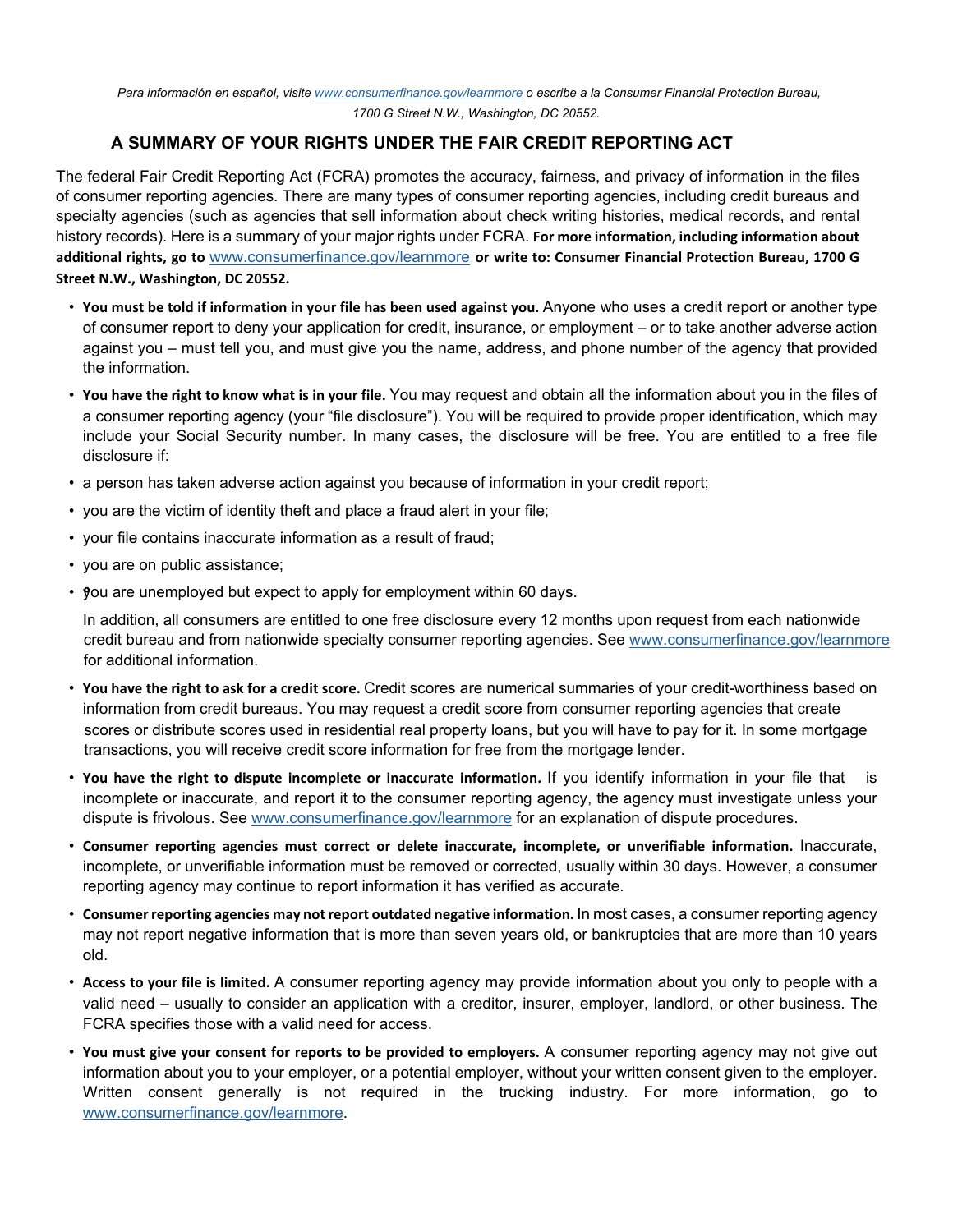*Para información en español, visite www.consumerfinance.gov/learnmore o escribe a la Consumer Financial Protection Bureau, 1700 G Street N.W., Washington, DC 20552.*

## A SUMMARY OF YOUR RIGHTS UNDER THE FAIR CREDIT REPORTING ACT

The federal Fair Credit Reporting Act (FCRA) promotes the accuracy, fairness, and privacy of information in the files of consumer reporting agencies. There are many types of consumer reporting agencies, including credit bureaus and specialty agencies (such as agencies that sell information about check writing histories, medical records, and rental history records). Here is a summary of your major rights under FCRA. **For more information, including information about additional rights, go to www.consumerfinance.gov/learnmore or write to: Consumer Financial Protection Bureau, 1700 G Street N.W., Washington, DC 20552.**

- **You must be told if information in your file has been used against you.** Anyone who uses a credit report or another type of consumer report to deny your application for credit, insurance, or employment – or to take another adverse action against you – must tell you, and must give you the name, address, and phone number of the agency that provided the information.
- **You have the right to know what is in your file.** You may request and obtain all the information about you in the files of a consumer reporting agency (your "file disclosure"). You will be required to provide proper identification, which may include your Social Security number. In many cases, the disclosure will be free. You are entitled to a free file disclosure if:
- a person has taken adverse action against you because of information in your credit report;
- you are the victim of identity theft and place a fraud alert in your file;
- your file contains inaccurate information as a result of fraud;
- you are on public assistance;
- you are unemployed but expect to apply for employment within 60 days.

  In addition, all consumers are entitled to one free disclosure every 12 months upon request from each nationwide credit bureau and from nationwide specialty consumer reporting agencies. See www.consumerfinance.gov/learnmore for additional information.

- **You have the right to ask for a credit score.** Credit scores are numerical summaries of your credit-worthiness based on information from credit bureaus. You may request a credit score from consumer reporting agencies that create scores or distribute scores used in residential real property loans, but you will have to pay for it. In some mortgage transactions, you will receive credit score information for free from the mortgage lender.
- **You have the right to dispute incomplete or inaccurate information.** If you identify information in your file that is incomplete or inaccurate, and report it to the consumer reporting agency, the agency must investigate unless your dispute is frivolous. See www.consumerfinance.gov/learnmore for an explanation of dispute procedures.
- **Consumer reporting agencies must correct or delete inaccurate, incomplete, or unverifiable information.** Inaccurate, incomplete, or unverifiable information must be removed or corrected, usually within 30 days. However, a consumer reporting agency may continue to report information it has verified as accurate.
- **Consumer reporting agencies may not report outdated negative information.** In most cases, a consumer reporting agency may not report negative information that is more than seven years old, or bankruptcies that are more than 10 years old.
- **Access to your file is limited.** A consumer reporting agency may provide information about you only to people with a valid need – usually to consider an application with a creditor, insurer, employer, landlord, or other business. The FCRA specifies those with a valid need for access.
- **You must give your consent for reports to be provided to employers.** A consumer reporting agency may not give out information about you to your employer, or a potential employer, without your written consent given to the employer. Written consent generally is not required in the trucking industry. For more information, go to www.consumerfinance.gov/learnmore.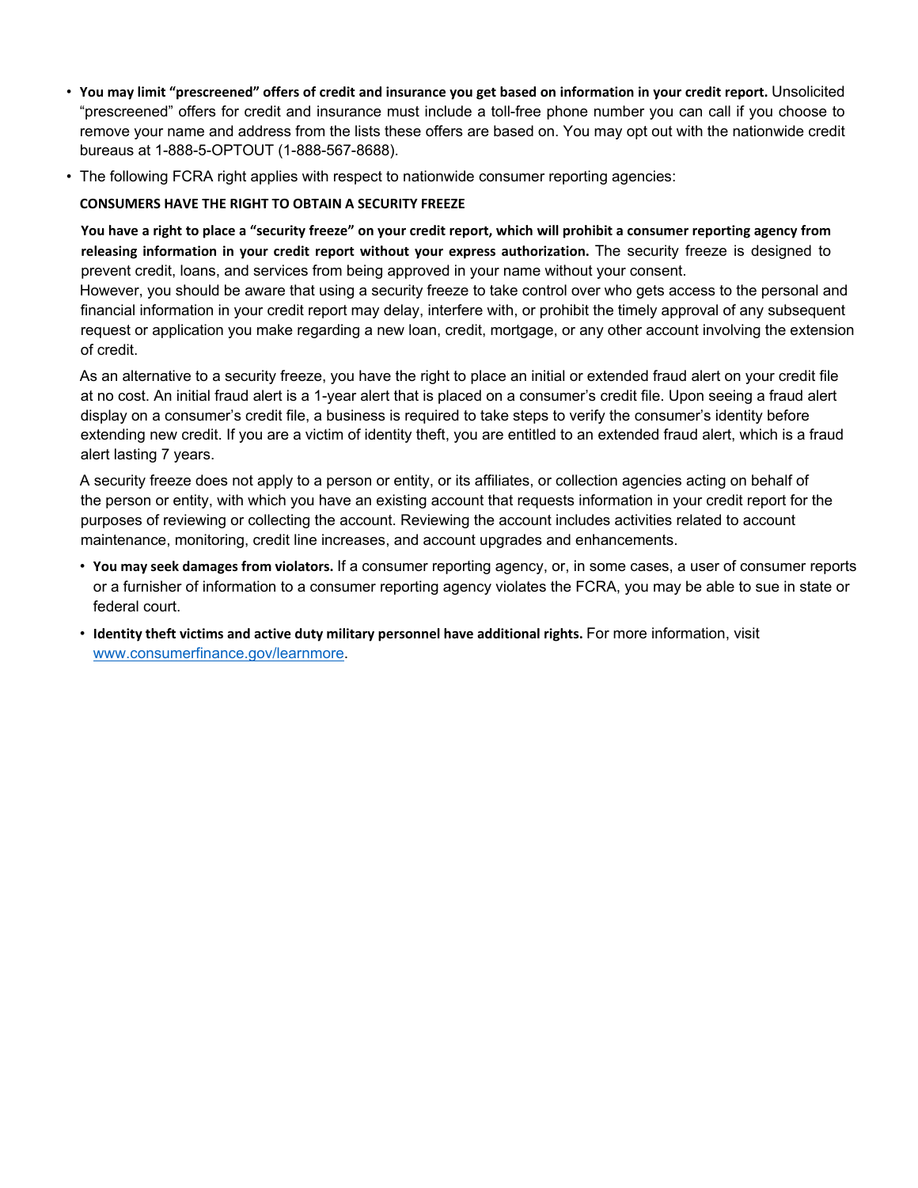- **You may limit "prescreened" offers of credit and insurance you get based on information in your credit report.** Unsolicited "prescreened" offers for credit and insurance must include a toll-free phone number you can call if you choose to remove your name and address from the lists these offers are based on. You may opt out with the nationwide credit bureaus at 1-888-5-OPTOUT (1-888-567-8688).
- The following FCRA right applies with respect to nationwide consumer reporting agencies:

**CONSUMERS HAVE THE RIGHT TO OBTAIN A SECURITY FREEZE**

**You have a right to place a "security freeze" on your credit report, which will prohibit a consumer reporting agency from releasing information in your credit report without your express authorization.** The security freeze is designed to prevent credit, loans, and services from being approved in your name without your consent.
However, you should be aware that using a security freeze to take control over who gets access to the personal and financial information in your credit report may delay, interfere with, or prohibit the timely approval of any subsequent request or application you make regarding a new loan, credit, mortgage, or any other account involving the extension of credit.

As an alternative to a security freeze, you have the right to place an initial or extended fraud alert on your credit file at no cost. An initial fraud alert is a 1-year alert that is placed on a consumer's credit file. Upon seeing a fraud alert display on a consumer's credit file, a business is required to take steps to verify the consumer's identity before extending new credit. If you are a victim of identity theft, you are entitled to an extended fraud alert, which is a fraud alert lasting 7 years.

A security freeze does not apply to a person or entity, or its affiliates, or collection agencies acting on behalf of the person or entity, with which you have an existing account that requests information in your credit report for the purposes of reviewing or collecting the account. Reviewing the account includes activities related to account maintenance, monitoring, credit line increases, and account upgrades and enhancements.

- **You may seek damages from violators.** If a consumer reporting agency, or, in some cases, a user of consumer reports or a furnisher of information to a consumer reporting agency violates the FCRA, you may be able to sue in state or federal court.
- **Identity theft victims and active duty military personnel have additional rights.** For more information, visit www.consumerfinance.gov/learnmore.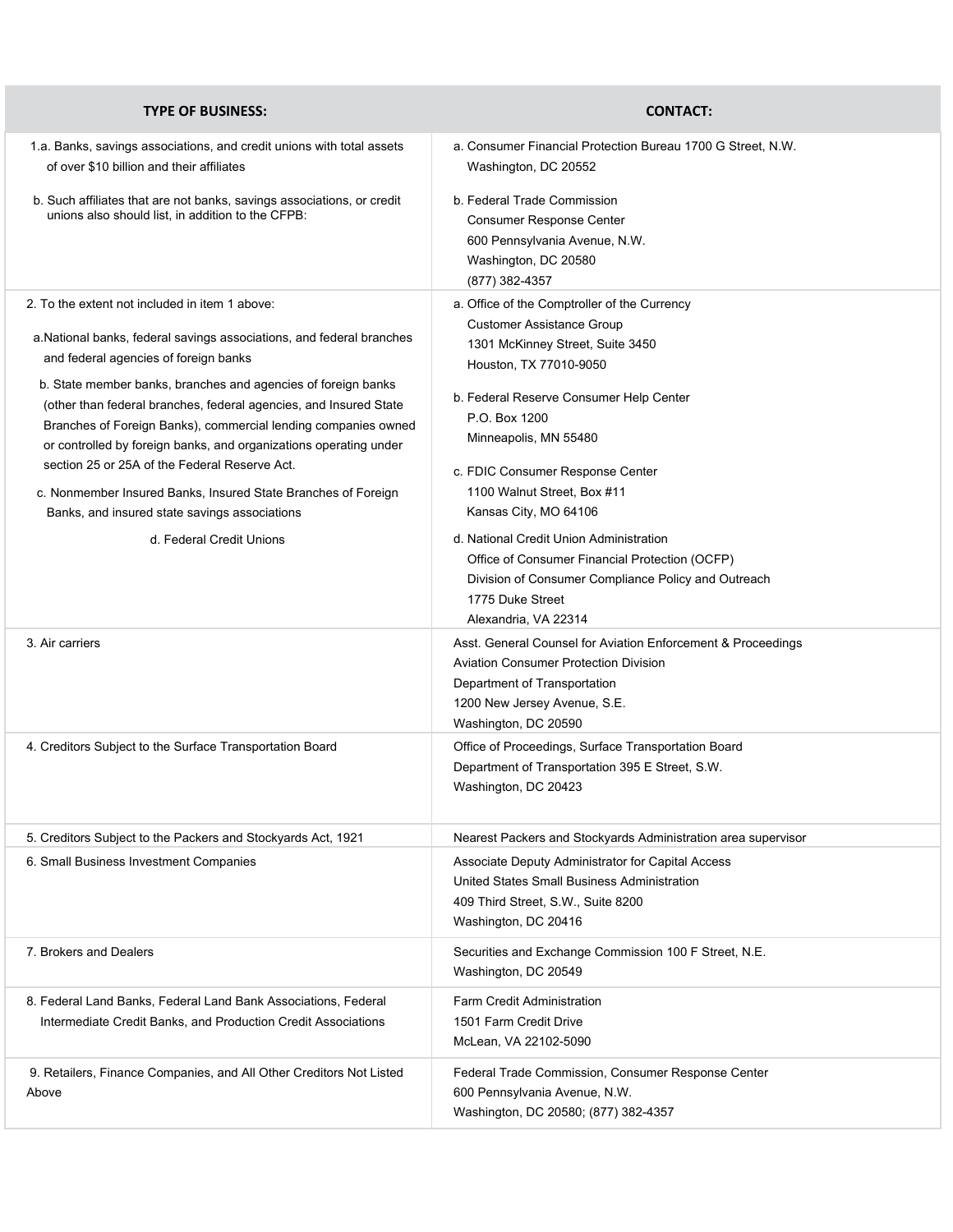| TYPE OF BUSINESS: | CONTACT: |
|---|---|
| 1.a. Banks, savings associations, and credit unions with total assets of over $10 billion and their affiliates<br><br>b. Such affiliates that are not banks, savings associations, or credit unions also should list, in addition to the CFPB: | a. Consumer Financial Protection Bureau 1700 G Street, N.W.<br>Washington, DC 20552<br><br>b. Federal Trade Commission<br>Consumer Response Center<br>600 Pennsylvania Avenue, N.W.<br>Washington, DC 20580<br>(877) 382-4357 |
| 2. To the extent not included in item 1 above:<br><br>a. National banks, federal savings associations, and federal branches and federal agencies of foreign banks<br><br>b. State member banks, branches and agencies of foreign banks (other than federal branches, federal agencies, and Insured State Branches of Foreign Banks), commercial lending companies owned or controlled by foreign banks, and organizations operating under section 25 or 25A of the Federal Reserve Act.<br><br>c. Nonmember Insured Banks, Insured State Branches of Foreign Banks, and insured state savings associations<br><br>d. Federal Credit Unions | a. Office of the Comptroller of the Currency<br>Customer Assistance Group<br>1301 McKinney Street, Suite 3450<br>Houston, TX 77010-9050<br><br>b. Federal Reserve Consumer Help Center<br>P.O. Box 1200<br>Minneapolis, MN 55480<br><br>c. FDIC Consumer Response Center<br>1100 Walnut Street, Box #11<br>Kansas City, MO 64106<br><br>d. National Credit Union Administration<br>Office of Consumer Financial Protection (OCFP)<br>Division of Consumer Compliance Policy and Outreach<br>1775 Duke Street<br>Alexandria, VA 22314 |
| 3. Air carriers | Asst. General Counsel for Aviation Enforcement & Proceedings<br>Aviation Consumer Protection Division<br>Department of Transportation<br>1200 New Jersey Avenue, S.E.<br>Washington, DC 20590 |
| 4. Creditors Subject to the Surface Transportation Board | Office of Proceedings, Surface Transportation Board<br>Department of Transportation 395 E Street, S.W.<br>Washington, DC 20423 |
| 5. Creditors Subject to the Packers and Stockyards Act, 1921 | Nearest Packers and Stockyards Administration area supervisor |
| 6. Small Business Investment Companies | Associate Deputy Administrator for Capital Access<br>United States Small Business Administration<br>409 Third Street, S.W., Suite 8200<br>Washington, DC 20416 |
| 7. Brokers and Dealers | Securities and Exchange Commission 100 F Street, N.E.<br>Washington, DC 20549 |
| 8. Federal Land Banks, Federal Land Bank Associations, Federal Intermediate Credit Banks, and Production Credit Associations | Farm Credit Administration<br>1501 Farm Credit Drive<br>McLean, VA 22102-5090 |
| 9. Retailers, Finance Companies, and All Other Creditors Not Listed Above | Federal Trade Commission, Consumer Response Center<br>600 Pennsylvania Avenue, N.W.<br>Washington, DC 20580; (877) 382-4357 |